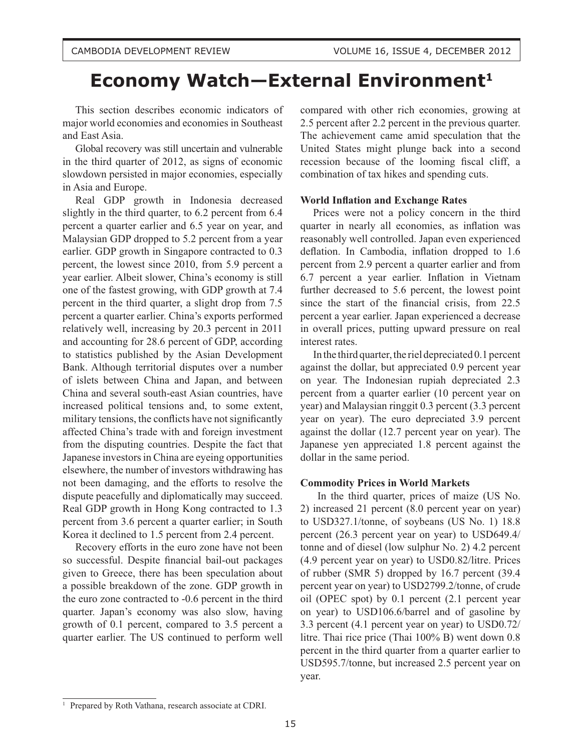# Economy Watch—External Environment[1]

This section describes economic indicators of major world economies and economies in Southeast and East Asia.

Global recovery was still uncertain and vulnerable in the third quarter of 2012, as signs of economic slowdown persisted in major economies, especially in Asia and Europe.

Real GDP growth in Indonesia decreased slightly in the third quarter, to 6.2 percent from 6.4 percent a quarter earlier and 6.5 year on year, and Malaysian GDP dropped to 5.2 percent from a year earlier. GDP growth in Singapore contracted to 0.3 percent, the lowest since 2010, from 5.9 percent a year earlier. Albeit slower, China's economy is still one of the fastest growing, with GDP growth at 7.4 percent in the third quarter, a slight drop from 7.5 percent a quarter earlier. China's exports performed relatively well, increasing by 20.3 percent in 2011 and accounting for 28.6 percent of GDP, according to statistics published by the Asian Development Bank. Although territorial disputes over a number of islets between China and Japan, and between China and several south-east Asian countries, have increased political tensions and, to some extent, military tensions, the conflicts have not significantly affected China's trade with and foreign investment from the disputing countries. Despite the fact that Japanese investors in China are eyeing opportunities elsewhere, the number of investors withdrawing has not been damaging, and the efforts to resolve the dispute peacefully and diplomatically may succeed. Real GDP growth in Hong Kong contracted to 1.3 percent from 3.6 percent a quarter earlier; in South Korea it declined to 1.5 percent from 2.4 percent.

Recovery efforts in the euro zone have not been so successful. Despite financial bail-out packages given to Greece, there has been speculation about a possible breakdown of the zone. GDP growth in the euro zone contracted to -0.6 percent in the third quarter. Japan's economy was also slow, having growth of 0.1 percent, compared to 3.5 percent a quarter earlier. The US continued to perform well compared with other rich economies, growing at 2.5 percent after 2.2 percent in the previous quarter. The achievement came amid speculation that the United States might plunge back into a second recession because of the looming fiscal cliff, a combination of tax hikes and spending cuts.

### World Inflation and Exchange Rates

Prices were not a policy concern in the third quarter in nearly all economies, as inflation was reasonably well controlled. Japan even experienced deflation. In Cambodia, inflation dropped to 1.6 percent from 2.9 percent a quarter earlier and from 6.7 percent a year earlier. Inflation in Vietnam further decreased to 5.6 percent, the lowest point since the start of the financial crisis, from 22.5 percent a year earlier. Japan experienced a decrease in overall prices, putting upward pressure on real interest rates.

In the third quarter, the riel depreciated 0.1 percent against the dollar, but appreciated 0.9 percent year on year. The Indonesian rupiah depreciated 2.3 percent from a quarter earlier (10 percent year on year) and Malaysian ringgit 0.3 percent (3.3 percent year on year). The euro depreciated 3.9 percent against the dollar (12.7 percent year on year). The Japanese yen appreciated 1.8 percent against the dollar in the same period.

### Commodity Prices in World Markets

In the third quarter, prices of maize (US No. 2) increased 21 percent (8.0 percent year on year) to USD327.1/tonne, of soybeans (US No. 1) 18.8 percent (26.3 percent year on year) to USD649.4/tonne and of diesel (low sulphur No. 2) 4.2 percent (4.9 percent year on year) to USD0.82/litre. Prices of rubber (SMR 5) dropped by 16.7 percent (39.4 percent year on year) to USD2799.2/tonne, of crude oil (OPEC spot) by 0.1 percent (2.1 percent year on year) to USD106.6/barrel and of gasoline by 3.3 percent (4.1 percent year on year) to USD0.72/litre. Thai rice price (Thai 100% B) went down 0.8 percent in the third quarter from a quarter earlier to USD595.7/tonne, but increased 2.5 percent year on year.

---

[1] Prepared by Roth Vathana, research associate at CDRI.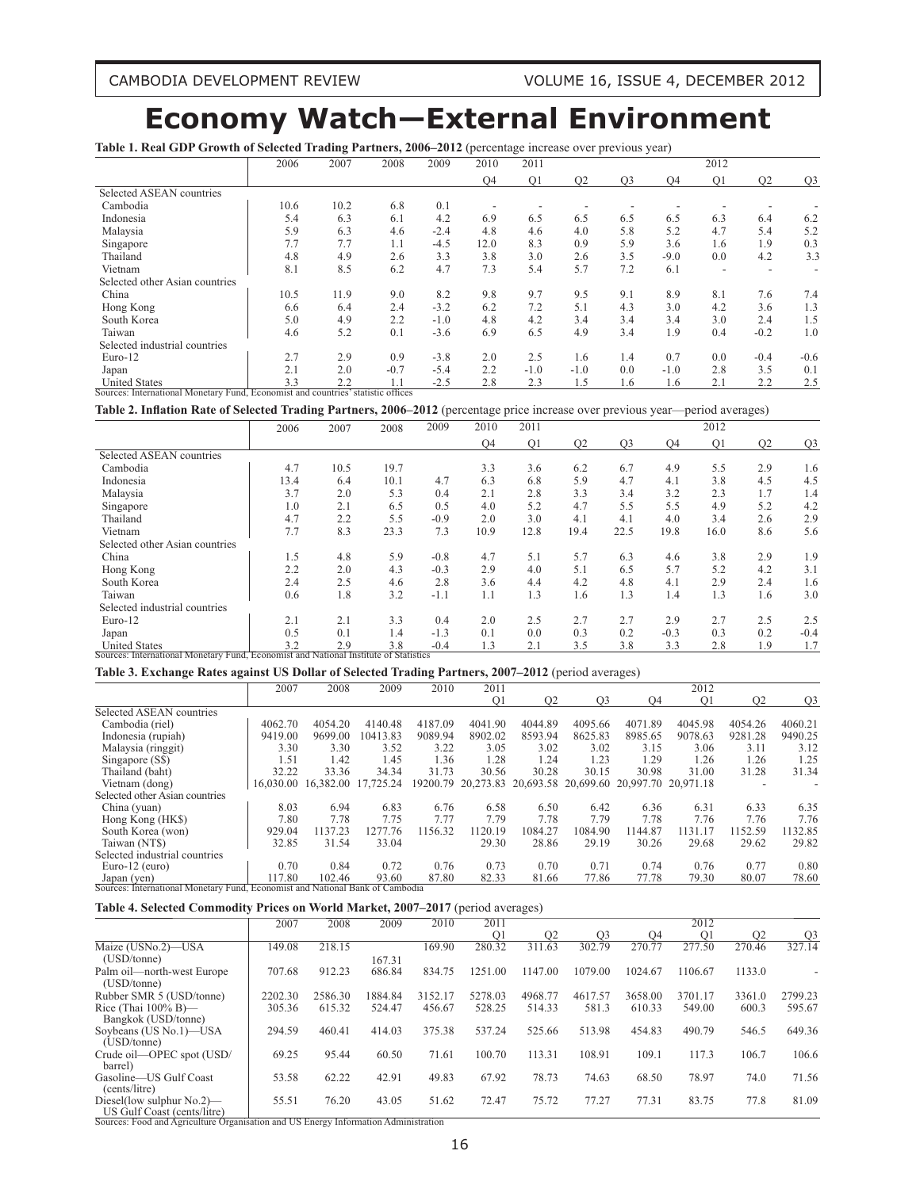# Economy Watch—External Environment

**Table 1. Real GDP Growth of Selected Trading Partners, 2006–2012** (percentage increase over previous year)

| | 2006 | 2007 | 2008 | 2009 | 2010 | 2011 | | | | 2012 | | |
|---|---|---|---|---|---|---|---|---|---|---|---|---|
| | | | | | Q4 | Q1 | Q2 | Q3 | Q4 | Q1 | Q2 | Q3 |
| Selected ASEAN countries | | | | | | | | | | | | |
| Cambodia | 10.6 | 10.2 | 6.8 | 0.1 | - | - | - | - | - | - | - | - |
| Indonesia | 5.4 | 6.3 | 6.1 | 4.2 | 6.9 | 6.5 | 6.5 | 6.5 | 6.5 | 6.3 | 6.4 | 6.2 |
| Malaysia | 5.9 | 6.3 | 4.6 | -2.4 | 4.8 | 4.6 | 4.0 | 5.8 | 5.2 | 4.7 | 5.4 | 5.2 |
| Singapore | 7.7 | 7.7 | 1.1 | -4.5 | 12.0 | 8.3 | 0.9 | 5.9 | 3.6 | 1.6 | 1.9 | 0.3 |
| Thailand | 4.8 | 4.9 | 2.6 | 3.3 | 3.8 | 3.0 | 2.6 | 3.5 | -9.0 | 0.0 | 4.2 | 3.3 |
| Vietnam | 8.1 | 8.5 | 6.2 | 4.7 | 7.3 | 5.4 | 5.7 | 7.2 | 6.1 | - | - | - |
| Selected other Asian countries | | | | | | | | | | | | |
| China | 10.5 | 11.9 | 9.0 | 8.2 | 9.8 | 9.7 | 9.5 | 9.1 | 8.9 | 8.1 | 7.6 | 7.4 |
| Hong Kong | 6.6 | 6.4 | 2.4 | -3.2 | 6.2 | 7.2 | 5.1 | 4.3 | 3.0 | 4.2 | 3.6 | 1.3 |
| South Korea | 5.0 | 4.9 | 2.2 | -1.0 | 4.8 | 4.2 | 3.4 | 3.4 | 3.4 | 3.0 | 2.4 | 1.5 |
| Taiwan | 4.6 | 5.2 | 0.1 | -3.6 | 6.9 | 6.5 | 4.9 | 3.4 | 1.9 | 0.4 | -0.2 | 1.0 |
| Selected industrial countries | | | | | | | | | | | | |
| Euro-12 | 2.7 | 2.9 | 0.9 | -3.8 | 2.0 | 2.5 | 1.6 | 1.4 | 0.7 | 0.0 | -0.4 | -0.6 |
| Japan | 2.1 | 2.0 | -0.7 | -5.4 | 2.2 | -1.0 | -1.0 | 0.0 | -1.0 | 2.8 | 3.5 | 0.1 |
| United States | 3.3 | 2.2 | 1.1 | -2.5 | 2.8 | 2.3 | 1.5 | 1.6 | 1.6 | 2.1 | 2.2 | 2.5 |

Sources: International Monetary Fund, Economist and countries' statistic offices

**Table 2. Inflation Rate of Selected Trading Partners, 2006–2012** (percentage price increase over previous year—period averages)

| | 2006 | 2007 | 2008 | 2009 | 2010 | 2011 | | | | 2012 | | |
|---|---|---|---|---|---|---|---|---|---|---|---|---|
| | | | | | Q4 | Q1 | Q2 | Q3 | Q4 | Q1 | Q2 | Q3 |
| Selected ASEAN countries | | | | | | | | | | | | |
| Cambodia | 4.7 | 10.5 | 19.7 | | 3.3 | 3.6 | 6.2 | 6.7 | 4.9 | 5.5 | 2.9 | 1.6 |
| Indonesia | 13.4 | 6.4 | 10.1 | 4.7 | 6.3 | 6.8 | 5.9 | 4.7 | 4.1 | 3.8 | 4.5 | 4.5 |
| Malaysia | 3.7 | 2.0 | 5.3 | 0.4 | 2.1 | 2.8 | 3.3 | 3.4 | 3.2 | 2.3 | 1.7 | 1.4 |
| Singapore | 1.0 | 2.1 | 6.5 | 0.5 | 4.0 | 5.2 | 4.7 | 5.5 | 5.5 | 4.9 | 5.2 | 4.2 |
| Thailand | 4.7 | 2.2 | 5.5 | -0.9 | 2.0 | 3.0 | 4.1 | 4.1 | 4.0 | 3.4 | 2.6 | 2.9 |
| Vietnam | 7.7 | 8.3 | 23.3 | 7.3 | 10.9 | 12.8 | 19.4 | 22.5 | 19.8 | 16.0 | 8.6 | 5.6 |
| Selected other Asian countries | | | | | | | | | | | | |
| China | 1.5 | 4.8 | 5.9 | -0.8 | 4.7 | 5.1 | 5.7 | 6.3 | 4.6 | 3.8 | 2.9 | 1.9 |
| Hong Kong | 2.2 | 2.0 | 4.3 | -0.3 | 2.9 | 4.0 | 5.1 | 6.5 | 5.7 | 5.2 | 4.2 | 3.1 |
| South Korea | 2.4 | 2.5 | 4.6 | 2.8 | 3.6 | 4.4 | 4.2 | 4.8 | 4.1 | 2.9 | 2.4 | 1.6 |
| Taiwan | 0.6 | 1.8 | 3.2 | -1.1 | 1.1 | 1.3 | 1.6 | 1.3 | 1.4 | 1.3 | 1.6 | 3.0 |
| Selected industrial countries | | | | | | | | | | | | |
| Euro-12 | 2.1 | 2.1 | 3.3 | 0.4 | 2.0 | 2.5 | 2.7 | 2.7 | 2.9 | 2.7 | 2.5 | 2.5 |
| Japan | 0.5 | 0.1 | 1.4 | -1.3 | 0.1 | 0.0 | 0.3 | 0.2 | -0.3 | 0.3 | 0.2 | -0.4 |
| United States | 3.2 | 2.9 | 3.8 | -0.4 | 1.3 | 2.1 | 3.5 | 3.8 | 3.3 | 2.8 | 1.9 | 1.7 |

Sources: International Monetary Fund, Economist and National Institute of Statistics

**Table 3. Exchange Rates against US Dollar of Selected Trading Partners, 2007–2012** (period averages)

| | 2007 | 2008 | 2009 | 2010 | 2011 | | | | 2012 | | |
|---|---|---|---|---|---|---|---|---|---|---|---|
| | | | | | Q1 | Q2 | Q3 | Q4 | Q1 | Q2 | Q3 |
| Selected ASEAN countries | | | | | | | | | | | |
| Cambodia (riel) | 4062.70 | 4054.20 | 4140.48 | 4187.09 | 4041.90 | 4044.89 | 4095.66 | 4071.89 | 4045.98 | 4054.26 | 4060.21 |
| Indonesia (rupiah) | 9419.00 | 9699.00 | 10413.83 | 9089.94 | 8902.02 | 8593.94 | 8625.83 | 8985.65 | 9078.63 | 9281.28 | 9490.25 |
| Malaysia (ringgit) | 3.30 | 3.30 | 3.52 | 3.22 | 3.05 | 3.02 | 3.02 | 3.15 | 3.06 | 3.11 | 3.12 |
| Singapore (S$) | 1.51 | 1.42 | 1.45 | 1.36 | 1.28 | 1.24 | 1.23 | 1.29 | 1.26 | 1.26 | 1.25 |
| Thailand (baht) | 32.22 | 33.36 | 34.34 | 31.73 | 30.56 | 30.28 | 30.15 | 30.98 | 31.00 | 31.28 | 31.34 |
| Vietnam (dong) | 16,030.00 | 16,382.00 | 17,725.24 | 19200.79 | 20,273.83 | 20,693.58 | 20,699.60 | 20,997.70 | 20,971.18 | - | - |
| Selected other Asian countries | | | | | | | | | | | |
| China (yuan) | 8.03 | 6.94 | 6.83 | 6.76 | 6.58 | 6.50 | 6.42 | 6.36 | 6.31 | 6.33 | 6.35 |
| Hong Kong (HK$) | 7.80 | 7.78 | 7.75 | 7.77 | 7.79 | 7.78 | 7.79 | 7.78 | 7.76 | 7.76 | 7.76 |
| South Korea (won) | 929.04 | 1137.23 | 1277.76 | 1156.32 | 1120.19 | 1084.27 | 1084.90 | 1144.87 | 1131.17 | 1152.59 | 1132.85 |
| Taiwan (NT$) | 32.85 | 31.54 | 33.04 | | 29.30 | 28.86 | 29.19 | 30.26 | 29.68 | 29.62 | 29.82 |
| Selected industrial countries | | | | | | | | | | | |
| Euro-12 (euro) | 0.70 | 0.84 | 0.72 | 0.76 | 0.73 | 0.70 | 0.71 | 0.74 | 0.76 | 0.77 | 0.80 |
| Japan (yen) | 117.80 | 102.46 | 93.60 | 87.80 | 82.33 | 81.66 | 77.86 | 77.78 | 79.30 | 80.07 | 78.60 |

Sources: International Monetary Fund, Economist and National Bank of Cambodia

**Table 4. Selected Commodity Prices on World Market, 2007–2017** (period averages)

| | 2007 | 2008 | 2009 | 2010 | 2011 | | | | 2012 | | |
|---|---|---|---|---|---|---|---|---|---|---|---|
| | | | | | Q1 | Q2 | Q3 | Q4 | Q1 | Q2 | Q3 |
| Maize (USNo.2)—USA (USD/tonne) | 149.08 | 218.15 | 167.31 | 169.90 | 280.32 | 311.63 | 302.79 | 270.77 | 277.50 | 270.46 | 327.14 |
| Palm oil—north-west Europe (USD/tonne) | 707.68 | 912.23 | 686.84 | 834.75 | 1251.00 | 1147.00 | 1079.00 | 1024.67 | 1106.67 | 1133.0 | - |
| Rubber SMR 5 (USD/tonne) | 2202.30 | 2586.30 | 1884.84 | 3152.17 | 5278.03 | 4968.77 | 4617.57 | 3658.00 | 3701.17 | 3361.0 | 2799.23 |
| Rice (Thai 100% B)—Bangkok (USD/tonne) | 305.36 | 615.32 | 524.47 | 456.67 | 528.25 | 514.33 | 581.3 | 610.33 | 549.00 | 600.3 | 595.67 |
| Soybeans (US No.1)—USA (USD/tonne) | 294.59 | 460.41 | 414.03 | 375.38 | 537.24 | 525.66 | 513.98 | 454.83 | 490.79 | 546.5 | 649.36 |
| Crude oil—OPEC spot (USD/barrel) | 69.25 | 95.44 | 60.50 | 71.61 | 100.70 | 113.31 | 108.91 | 109.1 | 117.3 | 106.7 | 106.6 |
| Gasoline—US Gulf Coast (cents/litre) | 53.58 | 62.22 | 42.91 | 49.83 | 67.92 | 78.73 | 74.63 | 68.50 | 78.97 | 74.0 | 71.56 |
| Diesel(low sulphur No.2)—US Gulf Coast (cents/litre) | 55.51 | 76.20 | 43.05 | 51.62 | 72.47 | 75.72 | 77.27 | 77.31 | 83.75 | 77.8 | 81.09 |

Sources: Food and Agriculture Organisation and US Energy Information Administration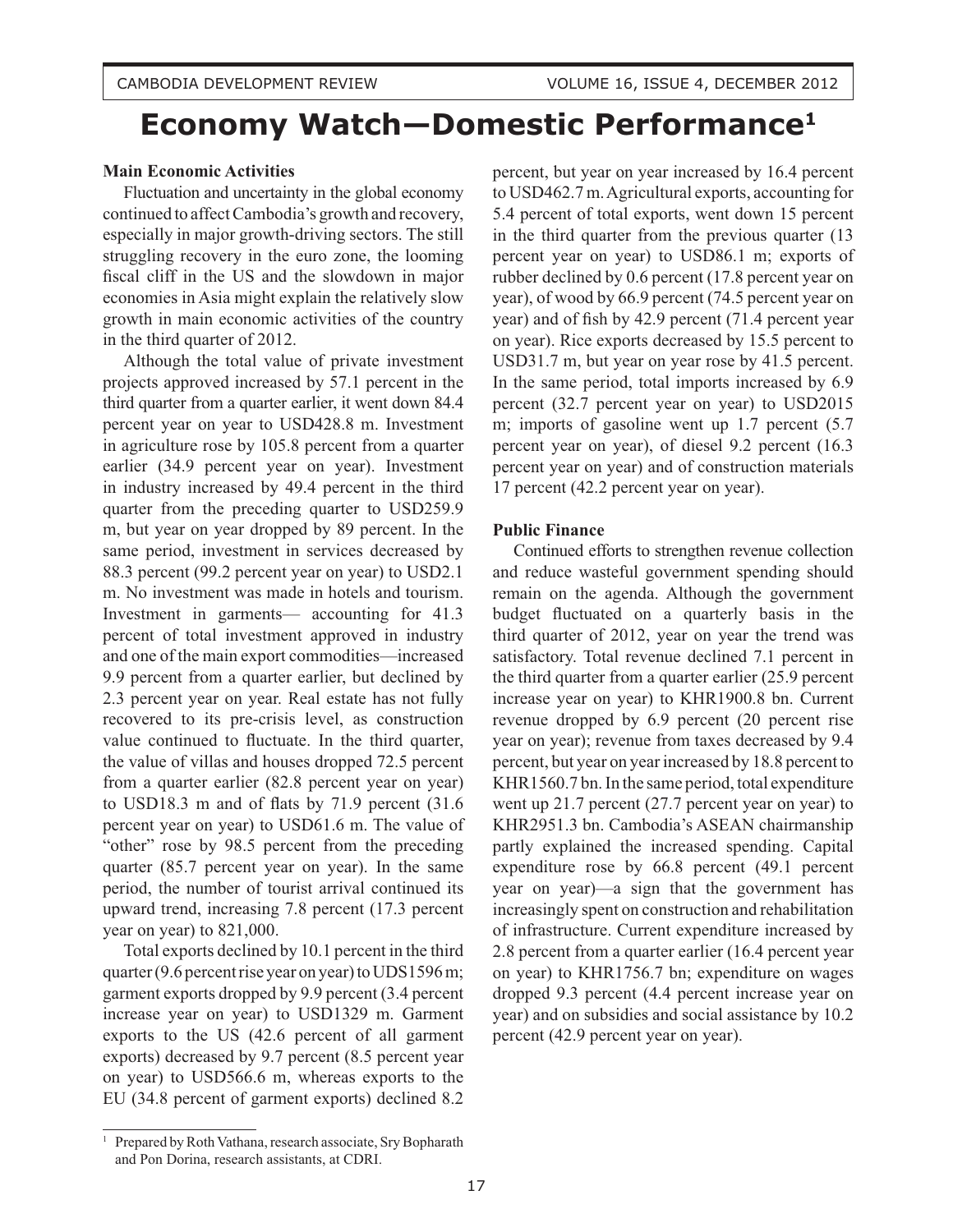# Economy Watch—Domestic Performance[1]

**Main Economic Activities**

Fluctuation and uncertainty in the global economy continued to affect Cambodia's growth and recovery, especially in major growth-driving sectors. The still struggling recovery in the euro zone, the looming fiscal cliff in the US and the slowdown in major economies in Asia might explain the relatively slow growth in main economic activities of the country in the third quarter of 2012.

Although the total value of private investment projects approved increased by 57.1 percent in the third quarter from a quarter earlier, it went down 84.4 percent year on year to USD428.8 m. Investment in agriculture rose by 105.8 percent from a quarter earlier (34.9 percent year on year). Investment in industry increased by 49.4 percent in the third quarter from the preceding quarter to USD259.9 m, but year on year dropped by 89 percent. In the same period, investment in services decreased by 88.3 percent (99.2 percent year on year) to USD2.1 m. No investment was made in hotels and tourism. Investment in garments— accounting for 41.3 percent of total investment approved in industry and one of the main export commodities—increased 9.9 percent from a quarter earlier, but declined by 2.3 percent year on year. Real estate has not fully recovered to its pre-crisis level, as construction value continued to fluctuate. In the third quarter, the value of villas and houses dropped 72.5 percent from a quarter earlier (82.8 percent year on year) to USD18.3 m and of flats by 71.9 percent (31.6 percent year on year) to USD61.6 m. The value of "other" rose by 98.5 percent from the preceding quarter (85.7 percent year on year). In the same period, the number of tourist arrival continued its upward trend, increasing 7.8 percent (17.3 percent year on year) to 821,000.

Total exports declined by 10.1 percent in the third quarter (9.6 percent rise year on year) to UDS1596 m; garment exports dropped by 9.9 percent (3.4 percent increase year on year) to USD1329 m. Garment exports to the US (42.6 percent of all garment exports) decreased by 9.7 percent (8.5 percent year on year) to USD566.6 m, whereas exports to the EU (34.8 percent of garment exports) declined 8.2 percent, but year on year increased by 16.4 percent to USD462.7 m. Agricultural exports, accounting for 5.4 percent of total exports, went down 15 percent in the third quarter from the previous quarter (13 percent year on year) to USD86.1 m; exports of rubber declined by 0.6 percent (17.8 percent year on year), of wood by 66.9 percent (74.5 percent year on year) and of fish by 42.9 percent (71.4 percent year on year). Rice exports decreased by 15.5 percent to USD31.7 m, but year on year rose by 41.5 percent. In the same period, total imports increased by 6.9 percent (32.7 percent year on year) to USD2015 m; imports of gasoline went up 1.7 percent (5.7 percent year on year), of diesel 9.2 percent (16.3 percent year on year) and of construction materials 17 percent (42.2 percent year on year).

**Public Finance**

Continued efforts to strengthen revenue collection and reduce wasteful government spending should remain on the agenda. Although the government budget fluctuated on a quarterly basis in the third quarter of 2012, year on year the trend was satisfactory. Total revenue declined 7.1 percent in the third quarter from a quarter earlier (25.9 percent increase year on year) to KHR1900.8 bn. Current revenue dropped by 6.9 percent (20 percent rise year on year); revenue from taxes decreased by 9.4 percent, but year on year increased by 18.8 percent to KHR1560.7 bn. In the same period, total expenditure went up 21.7 percent (27.7 percent year on year) to KHR2951.3 bn. Cambodia's ASEAN chairmanship partly explained the increased spending. Capital expenditure rose by 66.8 percent (49.1 percent year on year)—a sign that the government has increasingly spent on construction and rehabilitation of infrastructure. Current expenditure increased by 2.8 percent from a quarter earlier (16.4 percent year on year) to KHR1756.7 bn; expenditure on wages dropped 9.3 percent (4.4 percent increase year on year) and on subsidies and social assistance by 10.2 percent (42.9 percent year on year).

---

[1] Prepared by Roth Vathana, research associate, Sry Bopharath and Pon Dorina, research assistants, at CDRI.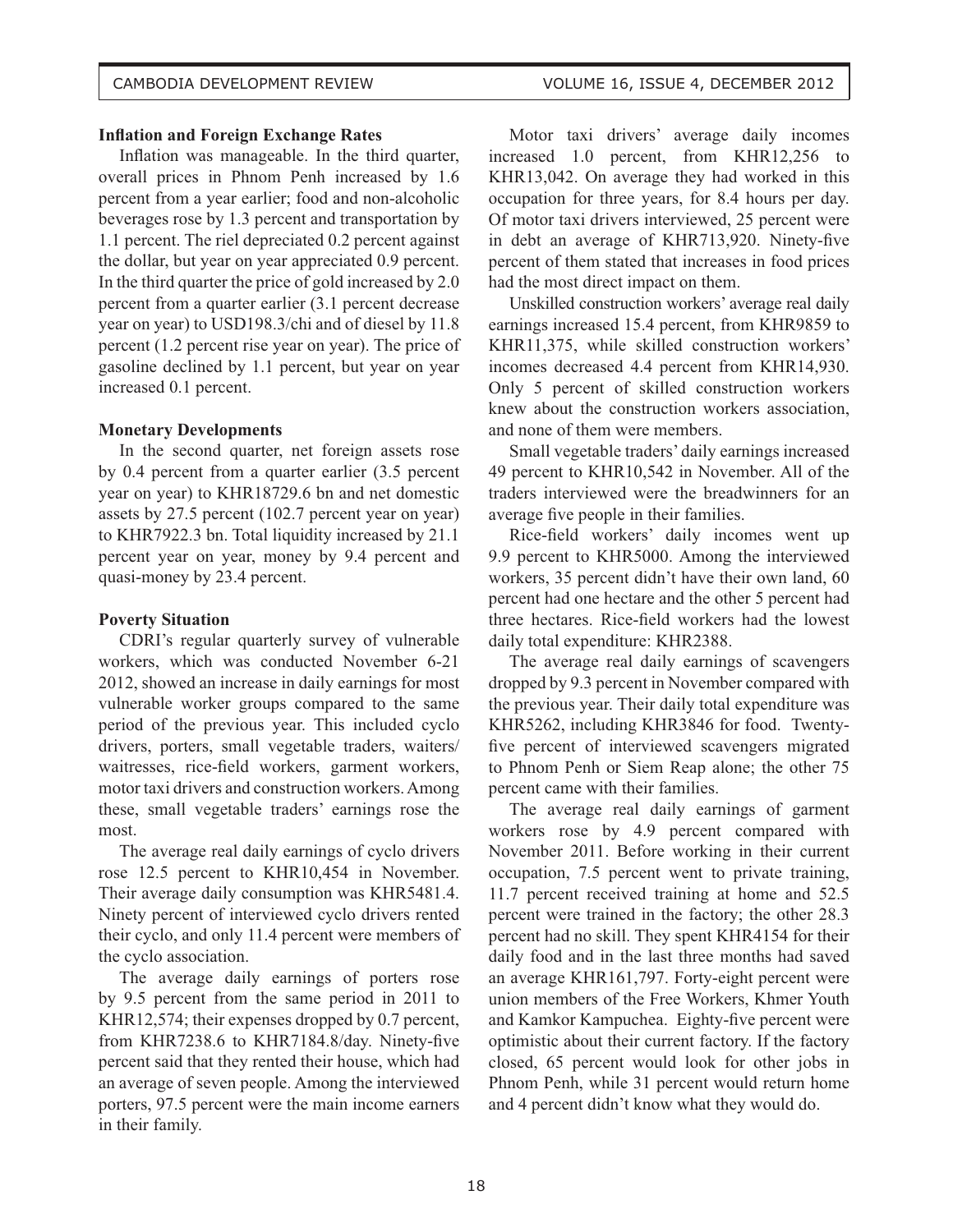**Inflation and Foreign Exchange Rates**

Inflation was manageable. In the third quarter, overall prices in Phnom Penh increased by 1.6 percent from a year earlier; food and non-alcoholic beverages rose by 1.3 percent and transportation by 1.1 percent. The riel depreciated 0.2 percent against the dollar, but year on year appreciated 0.9 percent. In the third quarter the price of gold increased by 2.0 percent from a quarter earlier (3.1 percent decrease year on year) to USD198.3/chi and of diesel by 11.8 percent (1.2 percent rise year on year). The price of gasoline declined by 1.1 percent, but year on year increased 0.1 percent.

**Monetary Developments**

In the second quarter, net foreign assets rose by 0.4 percent from a quarter earlier (3.5 percent year on year) to KHR18729.6 bn and net domestic assets by 27.5 percent (102.7 percent year on year) to KHR7922.3 bn. Total liquidity increased by 21.1 percent year on year, money by 9.4 percent and quasi-money by 23.4 percent.

**Poverty Situation**

CDRI's regular quarterly survey of vulnerable workers, which was conducted November 6-21 2012, showed an increase in daily earnings for most vulnerable worker groups compared to the same period of the previous year. This included cyclo drivers, porters, small vegetable traders, waiters/waitresses, rice-field workers, garment workers, motor taxi drivers and construction workers. Among these, small vegetable traders' earnings rose the most.

The average real daily earnings of cyclo drivers rose 12.5 percent to KHR10,454 in November. Their average daily consumption was KHR5481.4. Ninety percent of interviewed cyclo drivers rented their cyclo, and only 11.4 percent were members of the cyclo association.

The average daily earnings of porters rose by 9.5 percent from the same period in 2011 to KHR12,574; their expenses dropped by 0.7 percent, from KHR7238.6 to KHR7184.8/day. Ninety-five percent said that they rented their house, which had an average of seven people. Among the interviewed porters, 97.5 percent were the main income earners in their family.

Motor taxi drivers' average daily incomes increased 1.0 percent, from KHR12,256 to KHR13,042. On average they had worked in this occupation for three years, for 8.4 hours per day. Of motor taxi drivers interviewed, 25 percent were in debt an average of KHR713,920. Ninety-five percent of them stated that increases in food prices had the most direct impact on them.

Unskilled construction workers' average real daily earnings increased 15.4 percent, from KHR9859 to KHR11,375, while skilled construction workers' incomes decreased 4.4 percent from KHR14,930. Only 5 percent of skilled construction workers knew about the construction workers association, and none of them were members.

Small vegetable traders' daily earnings increased 49 percent to KHR10,542 in November. All of the traders interviewed were the breadwinners for an average five people in their families.

Rice-field workers' daily incomes went up 9.9 percent to KHR5000. Among the interviewed workers, 35 percent didn't have their own land, 60 percent had one hectare and the other 5 percent had three hectares. Rice-field workers had the lowest daily total expenditure: KHR2388.

The average real daily earnings of scavengers dropped by 9.3 percent in November compared with the previous year. Their daily total expenditure was KHR5262, including KHR3846 for food. Twenty-five percent of interviewed scavengers migrated to Phnom Penh or Siem Reap alone; the other 75 percent came with their families.

The average real daily earnings of garment workers rose by 4.9 percent compared with November 2011. Before working in their current occupation, 7.5 percent went to private training, 11.7 percent received training at home and 52.5 percent were trained in the factory; the other 28.3 percent had no skill. They spent KHR4154 for their daily food and in the last three months had saved an average KHR161,797. Forty-eight percent were union members of the Free Workers, Khmer Youth and Kamkor Kampuchea. Eighty-five percent were optimistic about their current factory. If the factory closed, 65 percent would look for other jobs in Phnom Penh, while 31 percent would return home and 4 percent didn't know what they would do.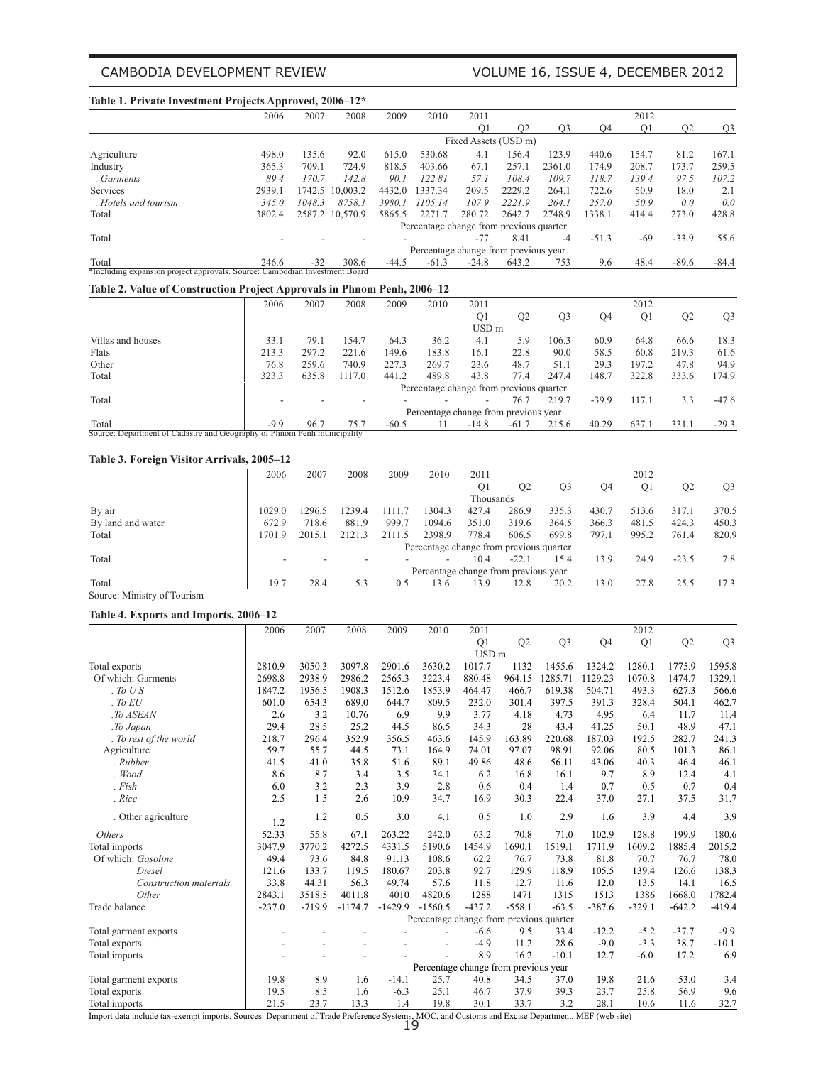**Table 1. Private Investment Projects Approved, 2006–12***

| | 2006 | 2007 | 2008 | 2009 | 2010 | 2011 | | | | 2012 | | |
|---|---|---|---|---|---|---|---|---|---|---|---|---|
| | | | | | | Q1 | Q2 | Q3 | Q4 | Q1 | Q2 | Q3 |
| | Fixed Assets (USD m) | | | | | | | | | | | |
| Agriculture | 498.0 | 135.6 | 92.0 | 615.0 | 530.68 | 4.1 | 156.4 | 123.9 | 440.6 | 154.7 | 81.2 | 167.1 |
| Industry | 365.3 | 709.1 | 724.9 | 818.5 | 403.66 | 67.1 | 257.1 | 2361.0 | 174.9 | 208.7 | 173.7 | 259.5 |
| *. Garments* | *89.4* | *170.7* | *142.8* | *90.1* | *122.81* | *57.1* | *108.4* | *109.7* | *118.7* | *139.4* | *97.5* | *107.2* |
| Services | 2939.1 | 1742.5 | 10,003.2 | 4432.0 | 1337.34 | 209.5 | 2229.2 | 264.1 | 722.6 | 50.9 | 18.0 | 2.1 |
| *. Hotels and tourism* | *345.0* | *1048.3* | *8758.1* | *3980.1* | *1105.14* | *107.9* | *2221.9* | *264.1* | *257.0* | *50.9* | *0.0* | *0.0* |
| Total | 3802.4 | 2587.2 | 10,570.9 | 5865.5 | 2271.7 | 280.72 | 2642.7 | 2748.9 | 1338.1 | 414.4 | 273.0 | 428.8 |
| | Percentage change from previous quarter | | | | | | | | | | | |
| Total | - | - | - | - | | -77 | 8.41 | -4 | -51.3 | -69 | -33.9 | 55.6 |
| | Percentage change from previous year | | | | | | | | | | | |
| Total | 246.6 | -32 | 308.6 | -44.5 | -61.3 | -24.8 | 643.2 | 753 | 9.6 | 48.4 | -89.6 | -84.4 |

*Including expansion project approvals. Source: Cambodian Investment Board

**Table 2. Value of Construction Project Approvals in Phnom Penh, 2006–12**

| | 2006 | 2007 | 2008 | 2009 | 2010 | 2011 | | | | 2012 | | |
|---|---|---|---|---|---|---|---|---|---|---|---|---|
| | | | | | | Q1 | Q2 | Q3 | Q4 | Q1 | Q2 | Q3 |
| | USD m | | | | | | | | | | | |
| Villas and houses | 33.1 | 79.1 | 154.7 | 64.3 | 36.2 | 4.1 | 5.9 | 106.3 | 60.9 | 64.8 | 66.6 | 18.3 |
| Flats | 213.3 | 297.2 | 221.6 | 149.6 | 183.8 | 16.1 | 22.8 | 90.0 | 58.5 | 60.8 | 219.3 | 61.6 |
| Other | 76.8 | 259.6 | 740.9 | 227.3 | 269.7 | 23.6 | 48.7 | 51.1 | 29.3 | 197.2 | 47.8 | 94.9 |
| Total | 323.3 | 635.8 | 1117.0 | 441.2 | 489.8 | 43.8 | 77.4 | 247.4 | 148.7 | 322.8 | 333.6 | 174.9 |
| | Percentage change from previous quarter | | | | | | | | | | | |
| Total | - | - | - | - | - | - | 76.7 | 219.7 | -39.9 | 117.1 | 3.3 | -47.6 |
| | Percentage change from previous year | | | | | | | | | | | |
| Total | -9.9 | 96.7 | 75.7 | -60.5 | 11 | -14.8 | -61.7 | 215.6 | 40.29 | 637.1 | 331.1 | -29.3 |

Source: Department of Cadastre and Geography of Phnom Penh municipality

**Table 3. Foreign Visitor Arrivals, 2005–12**

| | 2006 | 2007 | 2008 | 2009 | 2010 | 2011 | | | | 2012 | | |
|---|---|---|---|---|---|---|---|---|---|---|---|---|
| | | | | | | Q1 | Q2 | Q3 | Q4 | Q1 | Q2 | Q3 |
| | Thousands | | | | | | | | | | | |
| By air | 1029.0 | 1296.5 | 1239.4 | 1111.7 | 1304.3 | 427.4 | 286.9 | 335.3 | 430.7 | 513.6 | 317.1 | 370.5 |
| By land and water | 672.9 | 718.6 | 881.9 | 999.7 | 1094.6 | 351.0 | 319.6 | 364.5 | 366.3 | 481.5 | 424.3 | 450.3 |
| Total | 1701.9 | 2015.1 | 2121.3 | 2111.5 | 2398.9 | 778.4 | 606.5 | 699.8 | 797.1 | 995.2 | 761.4 | 820.9 |
| | Percentage change from previous quarter | | | | | | | | | | | |
| Total | - | - | - | - | - | 10.4 | -22.1 | 15.4 | 13.9 | 24.9 | -23.5 | 7.8 |
| | Percentage change from previous year | | | | | | | | | | | |
| Total | 19.7 | 28.4 | 5.3 | 0.5 | 13.6 | 13.9 | 12.8 | 20.2 | 13.0 | 27.8 | 25.5 | 17.3 |

Source: Ministry of Tourism

**Table 4. Exports and Imports, 2006–12**

| | 2006 | 2007 | 2008 | 2009 | 2010 | 2011 | | | | 2012 | | |
|---|---|---|---|---|---|---|---|---|---|---|---|---|
| | | | | | | Q1 | Q2 | Q3 | Q4 | Q1 | Q2 | Q3 |
| | USD m | | | | | | | | | | | |
| Total exports | 2810.9 | 3050.3 | 3097.8 | 2901.6 | 3630.2 | 1017.7 | 1132 | 1455.6 | 1324.2 | 1280.1 | 1775.9 | 1595.8 |
| Of which: Garments | 2698.8 | 2938.9 | 2986.2 | 2565.3 | 3223.4 | 880.48 | 964.15 | 1285.71 | 1129.23 | 1070.8 | 1474.7 | 1329.1 |
| *. To U S* | 1847.2 | 1956.5 | 1908.3 | 1512.6 | 1853.9 | 464.47 | 466.7 | 619.38 | 504.71 | 493.3 | 627.3 | 566.6 |
| *. To EU* | 601.0 | 654.3 | 689.0 | 644.7 | 809.5 | 232.0 | 301.4 | 397.5 | 391.3 | 328.4 | 504.1 | 462.7 |
| *.To ASEAN* | 2.6 | 3.2 | 10.76 | 6.9 | 9.9 | 3.77 | 4.18 | 4.73 | 4.95 | 6.4 | 11.7 | 11.4 |
| *.To Japan* | 29.4 | 28.5 | 25.2 | 44.5 | 86.5 | 34.3 | 28 | 43.4 | 41.25 | 50.1 | 48.9 | 47.1 |
| *. To rest of the world* | 218.7 | 296.4 | 352.9 | 356.5 | 463.6 | 145.9 | 163.89 | 220.68 | 187.03 | 192.5 | 282.7 | 241.3 |
| Agriculture | 59.7 | 55.7 | 44.5 | 73.1 | 164.9 | 74.01 | 97.07 | 98.91 | 92.06 | 80.5 | 101.3 | 86.1 |
| *. Rubber* | 41.5 | 41.0 | 35.8 | 51.6 | 89.1 | 49.86 | 48.6 | 56.11 | 43.06 | 40.3 | 46.4 | 46.1 |
| *. Wood* | 8.6 | 8.7 | 3.4 | 3.5 | 34.1 | 6.2 | 16.8 | 16.1 | 9.7 | 8.9 | 12.4 | 4.1 |
| *. Fish* | 6.0 | 3.2 | 2.3 | 3.9 | 2.8 | 0.6 | 0.4 | 1.4 | 0.7 | 0.5 | 0.7 | 0.4 |
| *. Rice* | 2.5 | 1.5 | 2.6 | 10.9 | 34.7 | 16.9 | 30.3 | 22.4 | 37.0 | 27.1 | 37.5 | 31.7 |
| . Other agriculture | 1.2 | 1.2 | 0.5 | 3.0 | 4.1 | 0.5 | 1.0 | 2.9 | 1.6 | 3.9 | 4.4 | 3.9 |
| *Others* | 52.33 | 55.8 | 67.1 | 263.22 | 242.0 | 63.2 | 70.8 | 71.0 | 102.9 | 128.8 | 199.9 | 180.6 |
| Total imports | 3047.9 | 3770.2 | 4272.5 | 4331.5 | 5190.6 | 1454.9 | 1690.1 | 1519.1 | 1711.9 | 1609.2 | 1885.4 | 2015.2 |
| Of which: *Gasoline* | 49.4 | 73.6 | 84.8 | 91.13 | 108.6 | 62.2 | 76.7 | 73.8 | 81.8 | 70.7 | 76.7 | 78.0 |
| *Diesel* | 121.6 | 133.7 | 119.5 | 180.67 | 203.8 | 92.7 | 129.9 | 118.9 | 105.5 | 139.4 | 126.6 | 138.3 |
| *Construction materials* | 33.8 | 44.31 | 56.3 | 49.74 | 57.6 | 11.8 | 12.7 | 11.6 | 12.0 | 13.5 | 14.1 | 16.5 |
| *Other* | 2843.1 | 3518.5 | 4011.8 | 4010 | 4820.6 | 1288 | 1471 | 1315 | 1513 | 1386 | 1668.0 | 1782.4 |
| Trade balance | -237.0 | -719.9 | -1174.7 | -1429.9 | -1560.5 | -437.2 | -558.1 | -63.5 | -387.6 | -329.1 | -642.2 | -419.4 |
| | Percentage change from previous quarter | | | | | | | | | | | |
| Total garment exports | - | - | - | - | - | -6.6 | 9.5 | 33.4 | -12.2 | -5.2 | -37.7 | -9.9 |
| Total exports | - | - | - | - | - | -4.9 | 11.2 | 28.6 | -9.0 | -3.3 | 38.7 | -10.1 |
| Total imports | - | - | - | - | - | 8.9 | 16.2 | -10.1 | 12.7 | -6.0 | 17.2 | 6.9 |
| | Percentage change from previous year | | | | | | | | | | | |
| Total garment exports | 19.8 | 8.9 | 1.6 | -14.1 | 25.7 | 40.8 | 34.5 | 37.0 | 19.8 | 21.6 | 53.0 | 3.4 |
| Total exports | 19.5 | 8.5 | 1.6 | -6.3 | 25.1 | 46.7 | 37.9 | 39.3 | 23.7 | 25.8 | 56.9 | 9.6 |
| Total imports | 21.5 | 23.7 | 13.3 | 1.4 | 19.8 | 30.1 | 33.7 | 3.2 | 28.1 | 10.6 | 11.6 | 32.7 |

Import data include tax-exempt imports. Sources: Department of Trade Preference Systems, MOC, and Customs and Excise Department, MEF (web site)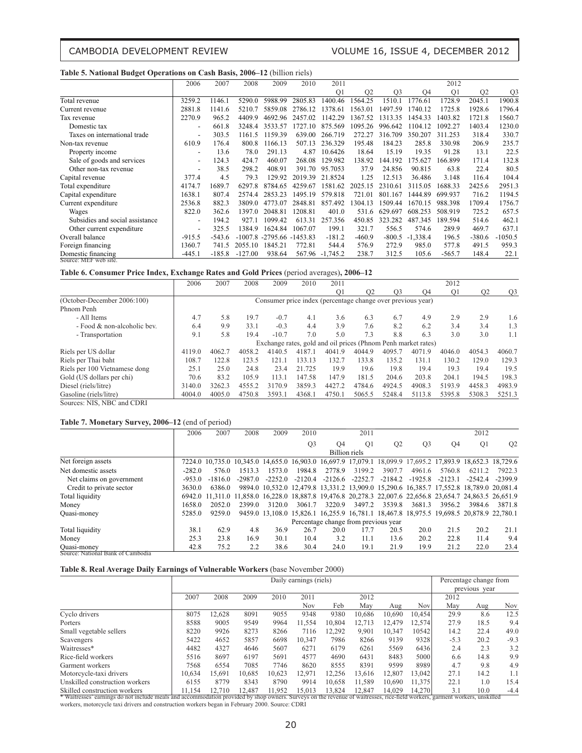**Table 5. National Budget Operations on Cash Basis, 2006–12** (billion riels)

| | 2006 | 2007 | 2008 | 2009 | 2010 | 2011 | | | | 2012 | | |
|---|---|---|---|---|---|---|---|---|---|---|---|---|
| | | | | | | Q1 | Q2 | Q3 | Q4 | Q1 | Q2 | Q3 |
| Total revenue | 3259.2 | 1146.1 | 5290.0 | 5988.99 | 2805.83 | 1400.46 | 1564.25 | 1510.1 | 1776.61 | 1728.9 | 2045.1 | 1900.8 |
| Current revenue | 2881.8 | 1141.6 | 5210.7 | 5859.08 | 2786.12 | 1378.61 | 1563.01 | 1497.59 | 1740.12 | 1725.8 | 1928.6 | 1796.4 |
| Tax revenue | 2270.9 | 965.2 | 4409.9 | 4692.96 | 2457.02 | 1142.29 | 1367.52 | 1313.35 | 1454.33 | 1403.82 | 1721.8 | 1560.7 |
| Domestic tax | - | 661.8 | 3248.4 | 3533.57 | 1727.10 | 875.569 | 1095.26 | 996.642 | 1104.12 | 1092.27 | 1403.4 | 1230.0 |
| Taxes on international trade | - | 303.5 | 1161.5 | 1159.39 | 639.00 | 266.719 | 272.27 | 316.709 | 350.207 | 311.253 | 318.4 | 330.7 |
| Non-tax revenue | 610.9 | 176.4 | 800.8 | 1166.13 | 507.13 | 236.329 | 195.48 | 184.23 | 285.8 | 330.98 | 206.9 | 235.7 |
| Property income | - | 13.6 | 78.0 | 291.13 | 4.87 | 10.6426 | 18.64 | 15.19 | 19.35 | 91.28 | 13.1 | 22.5 |
| Sale of goods and services | - | 124.3 | 424.7 | 460.07 | 268.08 | 129.982 | 138.92 | 144.192 | 175.627 | 166.899 | 171.4 | 132.8 |
| Other non-tax revenue | - | 38.5 | 298.2 | 408.91 | 391.70 | 95.7053 | 37.9 | 24.856 | 90.815 | 63.8 | 22.4 | 80.5 |
| Capital revenue | 377.4 | 4.5 | 79.3 | 129.92 | 2019.39 | 21.8524 | 1.25 | 12.513 | 36.486 | 3.148 | 116.4 | 104.4 |
| Total expenditure | 4174.7 | 1689.7 | 6297.8 | 8784.65 | 4259.67 | 1581.62 | 2025.15 | 2310.61 | 3115.05 | 1688.33 | 2425.6 | 2951.3 |
| Capital expenditure | 1638.1 | 807.4 | 2574.4 | 2853.23 | 1495.19 | 579.818 | 721.01 | 801.167 | 1444.89 | 699.937 | 716.2 | 1194.5 |
| Current expenditure | 2536.8 | 882.3 | 3809.0 | 4773.07 | 2848.81 | 857.492 | 1304.13 | 1509.44 | 1670.15 | 988.398 | 1709.4 | 1756.7 |
| Wages | 822.0 | 362.6 | 1397.0 | 2048.81 | 1208.81 | 401.0 | 531.6 | 629.697 | 608.253 | 508.919 | 725.2 | 657.5 |
| Subsidies and social assistance | - | 194.2 | 927.1 | 1099.42 | 613.31 | 257.356 | 450.85 | 323.282 | 487.345 | 189.594 | 514.6 | 462.1 |
| Other current expenditure | - | 325.5 | 1384.9 | 1624.84 | 1067.07 | 199.1 | 321.7 | 556.5 | 574.6 | 289.9 | 469.7 | 637.1 |
| Overall balance | -915.5 | -543.6 | -1007.8 | -2795.66 | -1453.83 | -181.2 | -460.9 | -800.5 | -1,338.4 | 196.5 | -380.6 | -1050.5 |
| Foreign financing | 1360.7 | 741.5 | 2055.10 | 1845.21 | 772.81 | 544.4 | 576.9 | 272.9 | 985.0 | 577.8 | 491.5 | 959.3 |
| Domestic financing | -445.1 | -185.8 | -127.00 | 938.64 | 567.96 | -1,745.2 | 238.7 | 312.5 | 105.6 | -565.7 | 148.4 | 22.1 |

Source: MEF web site.

**Table 6. Consumer Price Index, Exchange Rates and Gold Prices** (period averages)**, 2006–12**

| | 2006 | 2007 | 2008 | 2009 | 2010 | 2011 | | | | 2012 | | |
|---|---|---|---|---|---|---|---|---|---|---|---|---|
| | | | | | | Q1 | Q2 | Q3 | Q4 | Q1 | Q2 | Q3 |
| (October-December 2006:100) | Consumer price index (percentage change over previous year) | | | | | | | | | | | |
| Phnom Penh | | | | | | | | | | | | |
| - All Items | 4.7 | 5.8 | 19.7 | -0.7 | 4.1 | 3.6 | 6.3 | 6.7 | 4.9 | 2.9 | 2.9 | 1.6 |
| - Food & non-alcoholic bev. | 6.4 | 9.9 | 33.1 | -0.3 | 4.4 | 3.9 | 7.6 | 8.2 | 6.2 | 3.4 | 3.4 | 1.3 |
| - Transportation | 9.1 | 5.8 | 19.4 | -10.7 | 7.0 | 5.0 | 7.3 | 8.8 | 6.3 | 3.0 | 3.0 | 1.1 |
| | Exchange rates, gold and oil prices (Phnom Penh market rates) | | | | | | | | | | | |
| Riels per US dollar | 4119.0 | 4062.7 | 4058.2 | 4140.5 | 4187.1 | 4041.9 | 4044.9 | 4095.7 | 4071.9 | 4046.0 | 4054.3 | 4060.7 |
| Riels per Thai baht | 108.7 | 122.8 | 123.5 | 121.1 | 133.13 | 132.7 | 133.8 | 135.2 | 131.1 | 130.2 | 129.0 | 129.3 |
| Riels per 100 Vietnamese dong | 25.1 | 25.0 | 24.8 | 23.4 | 21.725 | 19.9 | 19.6 | 19.8 | 19.4 | 19.3 | 19.4 | 19.5 |
| Gold (US dollars per chi) | 70.6 | 83.2 | 105.9 | 113.1 | 147.58 | 147.9 | 181.5 | 204.6 | 203.8 | 204.1 | 194.5 | 198.3 |
| Diesel (riels/litre) | 3140.0 | 3262.3 | 4555.2 | 3170.9 | 3859.3 | 4427.2 | 4784.6 | 4924.5 | 4908.3 | 5193.9 | 4458.3 | 4983.9 |
| Gasoline (riels/litre) | 4004.0 | 4005.0 | 4750.8 | 3593.1 | 4368.1 | 4750.1 | 5065.5 | 5248.4 | 5113.8 | 5395.8 | 5308.3 | 5251.3 |

Sources: NIS, NBC and CDRI

**Table 7. Monetary Survey, 2006–12** (end of period)

| | 2006 | 2007 | 2008 | 2009 | 2010 | | 2011 | | | | 2012 | |
|---|---|---|---|---|---|---|---|---|---|---|---|---|
| | | | | | Q3 | Q4 | Q1 | Q2 | Q3 | Q4 | Q1 | Q2 |
| | Billion riels | | | | | | | | | | | |
| Net foreign assets | 7224.0 | 10,735.0 | 10,345.0 | 14,655.0 | 16,903.0 | 16,697.9 | 17,079.1 | 18,099.9 | 17,695.2 | 17,893.9 | 18,652.3 | 18,729.6 |
| Net domestic assets | -282.0 | 576.0 | 1513.3 | 1573.0 | 1984.8 | 2778.9 | 3199.2 | 3907.7 | 4961.6 | 5760.8 | 6211.2 | 7922.3 |
| Net claims on government | -953.0 | -1816.0 | -2987.0 | -2252.0 | -2120.4 | -2126.6 | -2252.7 | -2184.2 | -1925.8 | -2123.1 | -2542.4 | -2399.9 |
| Credit to private sector | 3630.0 | 6386.0 | 9894.0 | 10,532.0 | 12,479.8 | 13,331.2 | 13,909.0 | 15,290.6 | 16,385.7 | 17,552.8 | 18,789.0 | 20,081.4 |
| Total liquidity | 6942.0 | 11,311.0 | 11,858.0 | 16,228.0 | 18,887.8 | 19,476.8 | 20,278.3 | 22,007.6 | 22,656.8 | 23,654.7 | 24,863.5 | 26,651.9 |
| Money | 1658.0 | 2052.0 | 2399.0 | 3120.0 | 3061.7 | 3220.9 | 3497.2 | 3539.8 | 3681.3 | 3956.2 | 3984.6 | 3871.8 |
| Quasi-money | 5285.0 | 9259.0 | 9459.0 | 13,108.0 | 15,826.1 | 16,255.9 | 16,781.1 | 18,467.8 | 18,975.5 | 19,698.5 | 20,878.9 | 22,780.1 |
| | Percentage change from previous year | | | | | | | | | | | |
| Total liquidity | 38.1 | 62.9 | 4.8 | 36.9 | 26.7 | 20.0 | 17.7 | 20.5 | 20.0 | 21.5 | 20.2 | 21.1 |
| Money | 25.3 | 23.8 | 16.9 | 30.1 | 10.4 | 3.2 | 11.1 | 13.6 | 20.2 | 22.8 | 11.4 | 9.4 |
| Quasi-money | 42.8 | 75.2 | 2.2 | 38.6 | 30.4 | 24.0 | 19.1 | 21.9 | 19.9 | 21.2 | 22.0 | 23.4 |

Source: National Bank of Cambodia

**Table 8. Real Average Daily Earnings of Vulnerable Workers** (base November 2000)

| | Daily earnings (riels) | | | | | | | | | Percentage change from previous year | | |
|---|---|---|---|---|---|---|---|---|---|---|---|---|
| | 2007 | 2008 | 2009 | 2010 | 2011 | 2012 | | | | 2012 | | |
| | | | | | Nov | Feb | May | Aug | Nov | May | Aug | Nov |
| Cyclo drivers | 8075 | 12,628 | 8091 | 9055 | 9348 | 9380 | 10,686 | 10,690 | 10,454 | 29.9 | 8.6 | 12.5 |
| Porters | 8588 | 9005 | 9549 | 9964 | 11,554 | 10,804 | 12,713 | 12,479 | 12,574 | 27.9 | 18.5 | 9.4 |
| Small vegetable sellers | 8220 | 9926 | 8273 | 8266 | 7116 | 12,292 | 9,901 | 10,347 | 10542 | 14.2 | 22.4 | 49.0 |
| Scavengers | 5422 | 4652 | 5857 | 6698 | 10,347 | 7986 | 8266 | 9139 | 9328 | -5.3 | 20.2 | -9.3 |
| Waitresses* | 4482 | 4327 | 4646 | 5607 | 6271 | 6179 | 6261 | 5569 | 6436 | 2.4 | 2.3 | 3.2 |
| Rice-field workers | 5516 | 8697 | 6197 | 5691 | 4577 | 4690 | 6431 | 8483 | 5000 | 6.6 | 14.8 | 9.9 |
| Garment workers | 7568 | 6554 | 7085 | 7746 | 8620 | 8555 | 8391 | 9599 | 8989 | 4.7 | 9.8 | 4.9 |
| Motorcycle-taxi drivers | 10,634 | 15,691 | 10,685 | 10,623 | 12,971 | 12,256 | 13,616 | 12,807 | 13,042 | 27.1 | 14.2 | 1.1 |
| Unskilled construction workers | 6155 | 8779 | 8343 | 8790 | 9914 | 10,658 | 11,589 | 10,690 | 11,375 | 22.1 | 1.0 | 15.4 |
| Skilled construction workers | 11,154 | 12,710 | 12,487 | 11,952 | 15,013 | 13,824 | 12,847 | 14,029 | 14,270 | 3.1 | 10.0 | -4.4 |

* Waitresses' earnings do not include meals and accommodation provided by shop owners. Surveys on the revenue of waitresses, rice-field workers, garment workers, unskilled workers, motorcycle taxi drivers and construction workers began in February 2000. Source: CDRI